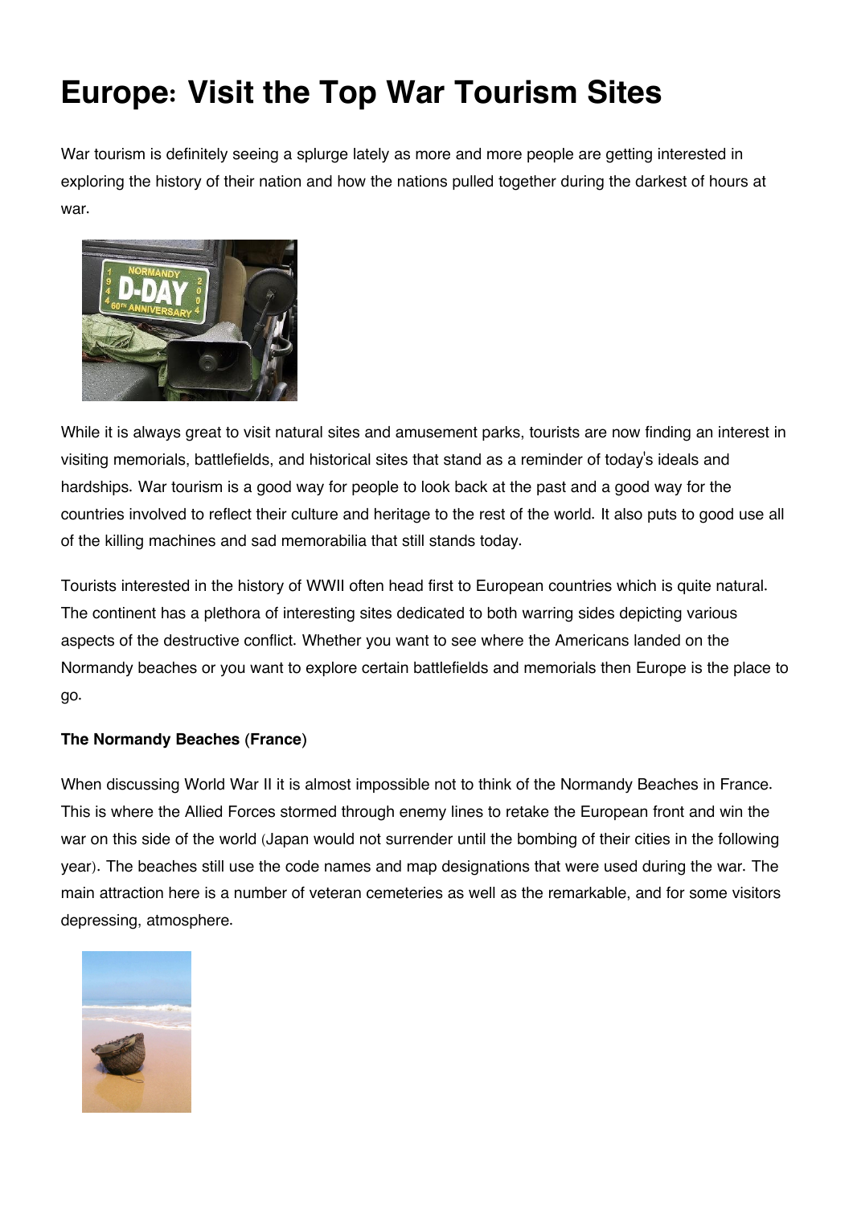# Europe: Visit the Top War Tourism Sites

War tourism is definitely seeing a splurge lately as more and more people are getting interested in exploring the history of their nation and how the nations pulled together during the darkest of hours at war.

While it is always great to visit natural sites and amusement parks, tourists are now finding an interest in visiting memorials, battlefields, and historical sites that stand as a reminder of today's ideals and hardships. War tourism is a good way for people to look back at the past and a good way for the countries involved to reflect their culture and heritage to the rest of the world. It also puts to good use all of the killing machines and sad memorabilia that still stands today.

Tourists interested in the history of WWII often head first to European countries which is quite natural. The continent has a plethora of interesting sites dedicated to both warring sides depicting various aspects of the destructive conflict. Whether you want to see where the Americans landed on the Normandy beaches or you want to explore certain battlefields and memorials then Europe is the place to go.

**The Normandy Beaches (France)**

When discussing World War II it is almost impossible not to think of the Normandy Beaches in France. This is where the Allied Forces stormed through enemy lines to retake the European front and win the war on this side of the world (Japan would not surrender until the bombing of their cities in the following year). The beaches still use the code names and map designations that were used during the war. The main attraction here is a number of veteran cemeteries as well as the remarkable, and for some visitors depressing, atmosphere.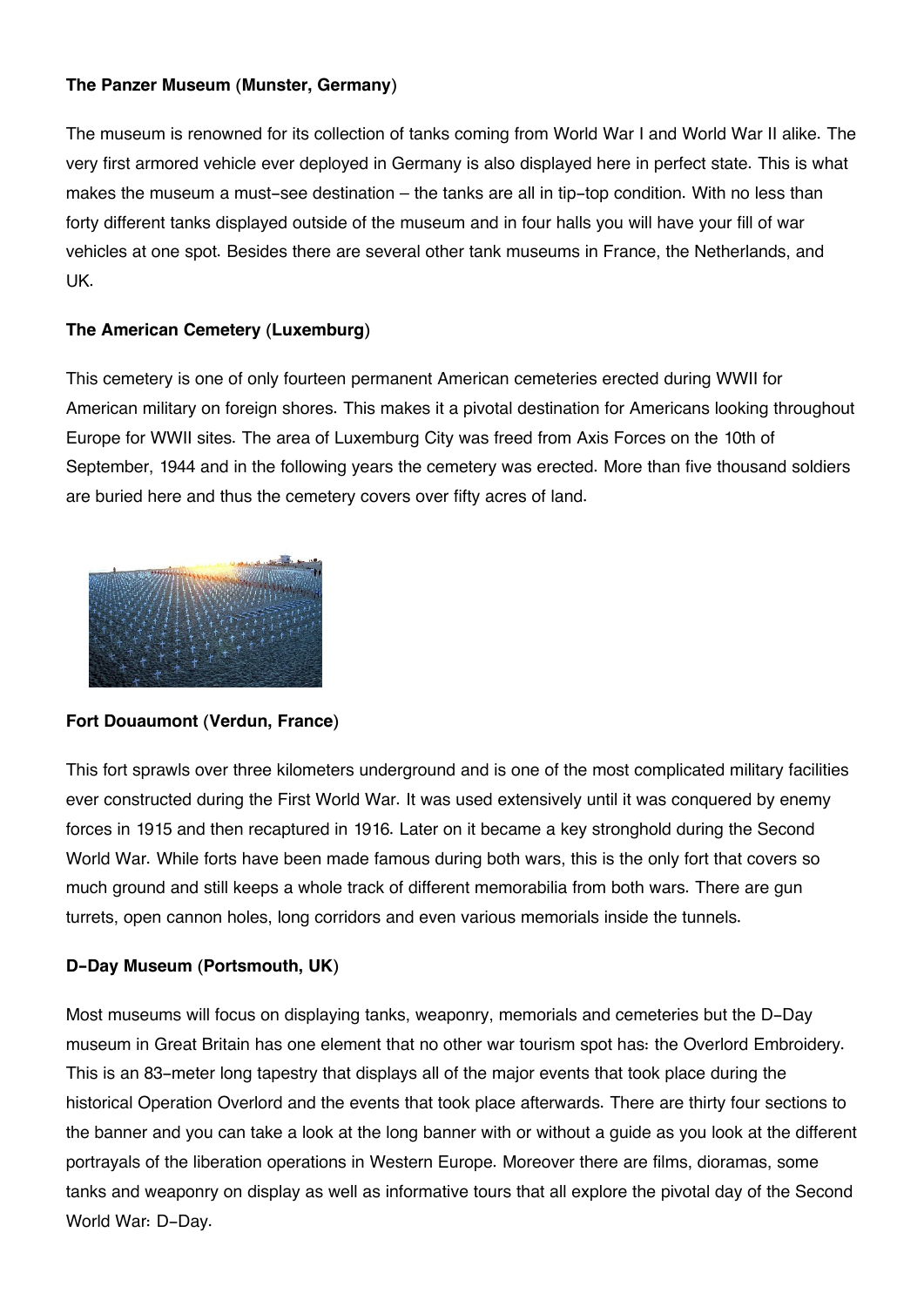**The Panzer Museum (Munster, Germany)**

The museum is renowned for its collection of tanks coming from World War I and World War II alike. The very first armored vehicle ever deployed in Germany is also displayed here in perfect state. This is what makes the museum a must-see destination – the tanks are all in tip-top condition. With no less than forty different tanks displayed outside of the museum and in four halls you will have your fill of war vehicles at one spot. Besides there are several other tank museums in France, the Netherlands, and UK.

**The American Cemetery (Luxemburg)**

This cemetery is one of only fourteen permanent American cemeteries erected during WWII for American military on foreign shores. This makes it a pivotal destination for Americans looking throughout Europe for WWII sites. The area of Luxemburg City was freed from Axis Forces on the 10th of September, 1944 and in the following years the cemetery was erected. More than five thousand soldiers are buried here and thus the cemetery covers over fifty acres of land.

**Fort Douaumont (Verdun, France)**

This fort sprawls over three kilometers underground and is one of the most complicated military facilities ever constructed during the First World War. It was used extensively until it was conquered by enemy forces in 1915 and then recaptured in 1916. Later on it became a key stronghold during the Second World War. While forts have been made famous during both wars, this is the only fort that covers so much ground and still keeps a whole track of different memorabilia from both wars. There are gun turrets, open cannon holes, long corridors and even various memorials inside the tunnels.

**D-Day Museum (Portsmouth, UK)**

Most museums will focus on displaying tanks, weaponry, memorials and cemeteries but the D-Day museum in Great Britain has one element that no other war tourism spot has: the Overlord Embroidery. This is an 83-meter long tapestry that displays all of the major events that took place during the historical Operation Overlord and the events that took place afterwards. There are thirty four sections to the banner and you can take a look at the long banner with or without a guide as you look at the different portrayals of the liberation operations in Western Europe. Moreover there are films, dioramas, some tanks and weaponry on display as well as informative tours that all explore the pivotal day of the Second World War: D-Day.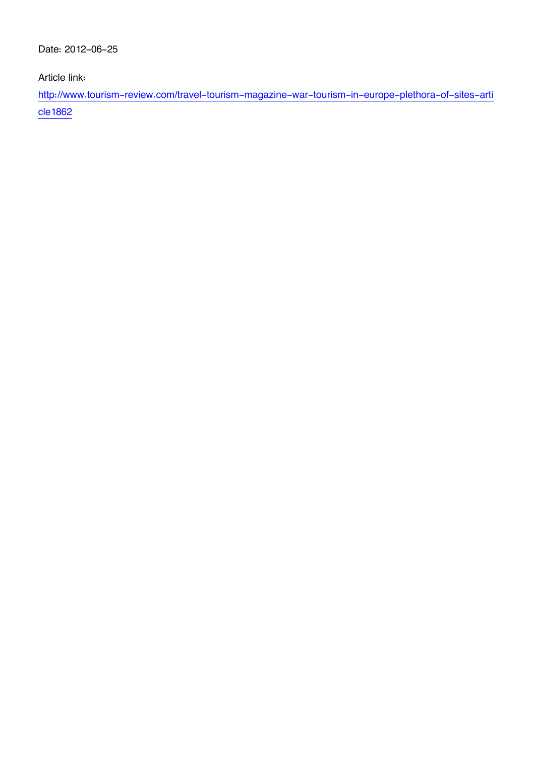Date: 2012-06-25

Article link:

[http://www.tourism-review.com/travel-tourism-magazine-war-tourism-in-europe-plethora-of-sites-article1862](http://www.tourism-review.com/travel-tourism-magazine-war-tourism-in-europe-plethora-of-sites-article1862)